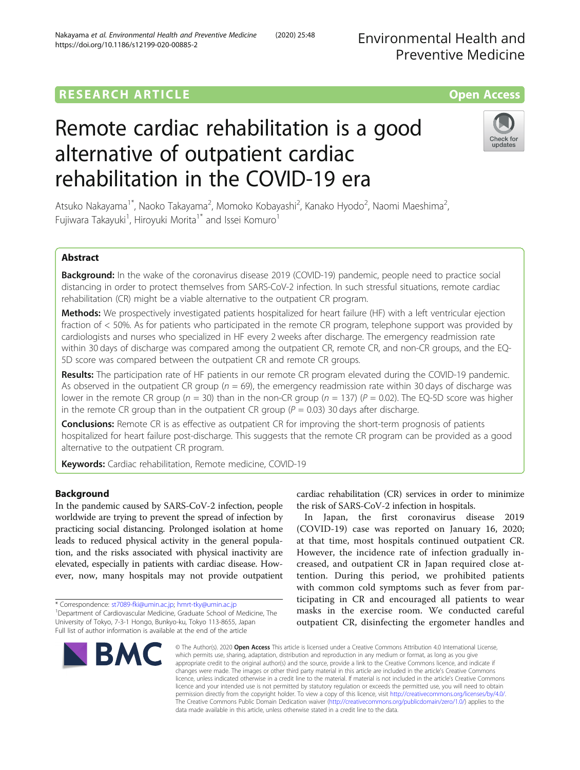RESEARCH ARTICLE

Open Access

# Remote cardiac rehabilitation is a good alternative of outpatient cardiac rehabilitation in the COVID-19 era

Atsuko Nakayama[1*], Naoko Takayama[2], Momoko Kobayashi[2], Kanako Hyodo[2], Naomi Maeshima[2], Fujiwara Takayuki[1], Hiroyuki Morita[1*] and Issei Komuro[1]

## Abstract

**Background:** In the wake of the coronavirus disease 2019 (COVID-19) pandemic, people need to practice social distancing in order to protect themselves from SARS-CoV-2 infection. In such stressful situations, remote cardiac rehabilitation (CR) might be a viable alternative to the outpatient CR program.

**Methods:** We prospectively investigated patients hospitalized for heart failure (HF) with a left ventricular ejection fraction of < 50%. As for patients who participated in the remote CR program, telephone support was provided by cardiologists and nurses who specialized in HF every 2 weeks after discharge. The emergency readmission rate within 30 days of discharge was compared among the outpatient CR, remote CR, and non-CR groups, and the EQ-5D score was compared between the outpatient CR and remote CR groups.

**Results:** The participation rate of HF patients in our remote CR program elevated during the COVID-19 pandemic. As observed in the outpatient CR group ($n = 69$), the emergency readmission rate within 30 days of discharge was lower in the remote CR group ($n = 30$) than in the non-CR group ($n = 137$) ($P = 0.02$). The EQ-5D score was higher in the remote CR group than in the outpatient CR group ($P = 0.03$) 30 days after discharge.

**Conclusions:** Remote CR is as effective as outpatient CR for improving the short-term prognosis of patients hospitalized for heart failure post-discharge. This suggests that the remote CR program can be provided as a good alternative to the outpatient CR program.

**Keywords:** Cardiac rehabilitation, Remote medicine, COVID-19

## Background

In the pandemic caused by SARS-CoV-2 infection, people worldwide are trying to prevent the spread of infection by practicing social distancing. Prolonged isolation at home leads to reduced physical activity in the general population, and the risks associated with physical inactivity are elevated, especially in patients with cardiac disease. However, now, many hospitals may not provide outpatient cardiac rehabilitation (CR) services in order to minimize the risk of SARS-CoV-2 infection in hospitals.

In Japan, the first coronavirus disease 2019 (COVID-19) case was reported on January 16, 2020; at that time, most hospitals continued outpatient CR. However, the incidence rate of infection gradually increased, and outpatient CR in Japan required close attention. During this period, we prohibited patients with common cold symptoms such as fever from participating in CR and encouraged all patients to wear masks in the exercise room. We conducted careful outpatient CR, disinfecting the ergometer handles and

* Correspondence: st7089-fki@umin.ac.jp; hmrt-tky@umin.ac.jp
[1]Department of Cardiovascular Medicine, Graduate School of Medicine, The University of Tokyo, 7-3-1 Hongo, Bunkyo-ku, Tokyo 113-8655, Japan
Full list of author information is available at the end of the article

© The Author(s). 2020 **Open Access** This article is licensed under a Creative Commons Attribution 4.0 International License, which permits use, sharing, adaptation, distribution and reproduction in any medium or format, as long as you give appropriate credit to the original author(s) and the source, provide a link to the Creative Commons licence, and indicate if changes were made. The images or other third party material in this article are included in the article's Creative Commons licence, unless indicated otherwise in a credit line to the material. If material is not included in the article's Creative Commons licence and your intended use is not permitted by statutory regulation or exceeds the permitted use, you will need to obtain permission directly from the copyright holder. To view a copy of this licence, visit http://creativecommons.org/licenses/by/4.0/. The Creative Commons Public Domain Dedication waiver (http://creativecommons.org/publicdomain/zero/1.0/) applies to the data made available in this article, unless otherwise stated in a credit line to the data.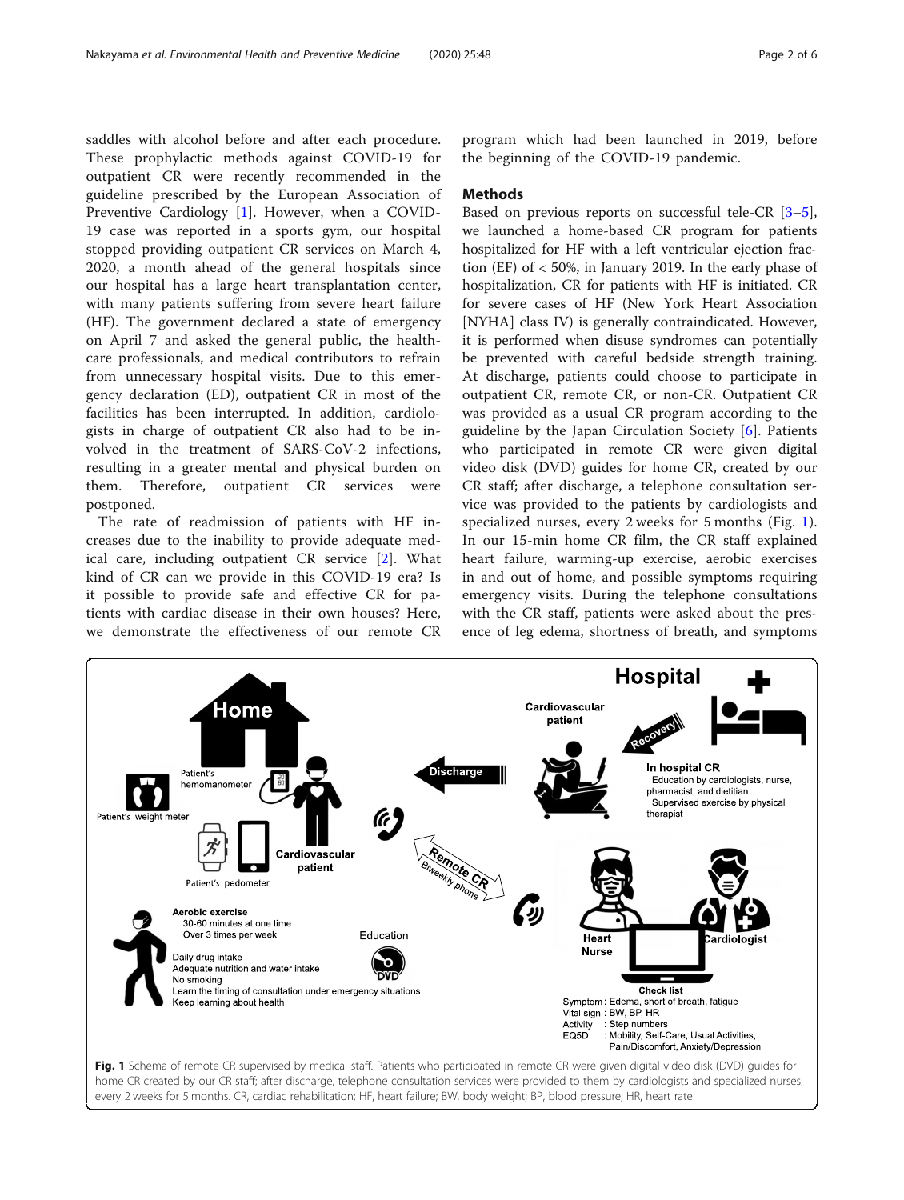saddles with alcohol before and after each procedure. These prophylactic methods against COVID-19 for outpatient CR were recently recommended in the guideline prescribed by the European Association of Preventive Cardiology [1]. However, when a COVID-19 case was reported in a sports gym, our hospital stopped providing outpatient CR services on March 4, 2020, a month ahead of the general hospitals since our hospital has a large heart transplantation center, with many patients suffering from severe heart failure (HF). The government declared a state of emergency on April 7 and asked the general public, the healthcare professionals, and medical contributors to refrain from unnecessary hospital visits. Due to this emergency declaration (ED), outpatient CR in most of the facilities has been interrupted. In addition, cardiologists in charge of outpatient CR also had to be involved in the treatment of SARS-CoV-2 infections, resulting in a greater mental and physical burden on them. Therefore, outpatient CR services were postponed.

The rate of readmission of patients with HF increases due to the inability to provide adequate medical care, including outpatient CR service [2]. What kind of CR can we provide in this COVID-19 era? Is it possible to provide safe and effective CR for patients with cardiac disease in their own houses? Here, we demonstrate the effectiveness of our remote CR program which had been launched in 2019, before the beginning of the COVID-19 pandemic.

## Methods

Based on previous reports on successful tele-CR [3–5], we launched a home-based CR program for patients hospitalized for HF with a left ventricular ejection fraction (EF) of < 50%, in January 2019. In the early phase of hospitalization, CR for patients with HF is initiated. CR for severe cases of HF (New York Heart Association [NYHA] class IV) is generally contraindicated. However, it is performed when disuse syndromes can potentially be prevented with careful bedside strength training. At discharge, patients could choose to participate in outpatient CR, remote CR, or non-CR. Outpatient CR was provided as a usual CR program according to the guideline by the Japan Circulation Society [6]. Patients who participated in remote CR were given digital video disk (DVD) guides for home CR, created by our CR staff; after discharge, a telephone consultation service was provided to the patients by cardiologists and specialized nurses, every 2 weeks for 5 months (Fig. 1). In our 15-min home CR film, the CR staff explained heart failure, warming-up exercise, aerobic exercises in and out of home, and possible symptoms requiring emergency visits. During the telephone consultations with the CR staff, patients were asked about the presence of leg edema, shortness of breath, and symptoms

**Fig. 1** Schema of remote CR supervised by medical staff. Patients who participated in remote CR were given digital video disk (DVD) guides for home CR created by our CR staff; after discharge, telephone consultation services were provided to them by cardiologists and specialized nurses, every 2 weeks for 5 months. CR, cardiac rehabilitation; HF, heart failure; BW, body weight; BP, blood pressure; HR, heart rate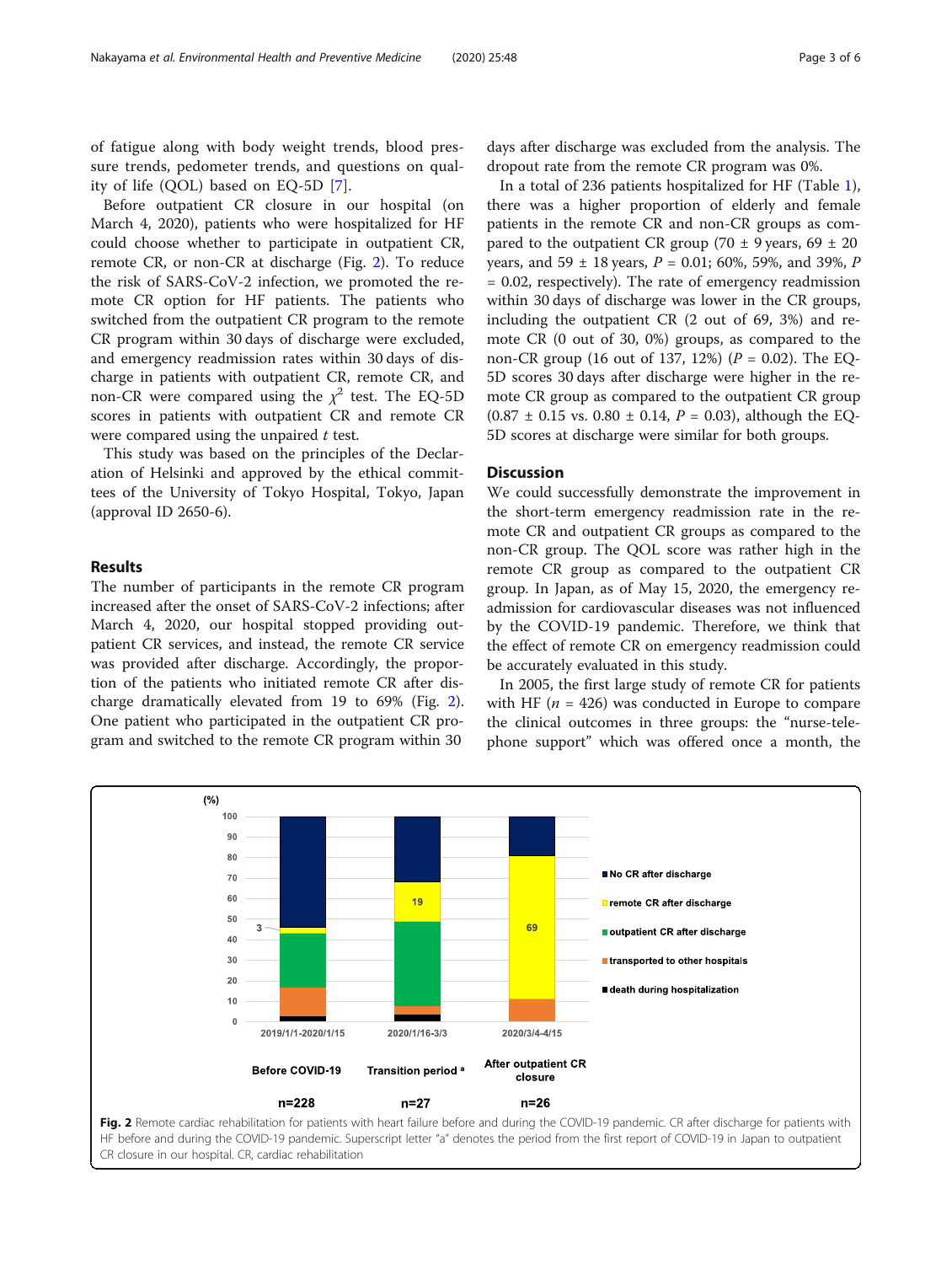of fatigue along with body weight trends, blood pressure trends, pedometer trends, and questions on quality of life (QOL) based on EQ-5D [7].

Before outpatient CR closure in our hospital (on March 4, 2020), patients who were hospitalized for HF could choose whether to participate in outpatient CR, remote CR, or non-CR at discharge (Fig. 2). To reduce the risk of SARS-CoV-2 infection, we promoted the remote CR option for HF patients. The patients who switched from the outpatient CR program to the remote CR program within 30 days of discharge were excluded, and emergency readmission rates within 30 days of discharge in patients with outpatient CR, remote CR, and non-CR were compared using the $\chi^2$ test. The EQ-5D scores in patients with outpatient CR and remote CR were compared using the unpaired *t* test.

This study was based on the principles of the Declaration of Helsinki and approved by the ethical committees of the University of Tokyo Hospital, Tokyo, Japan (approval ID 2650-6).

## Results

The number of participants in the remote CR program increased after the onset of SARS-CoV-2 infections; after March 4, 2020, our hospital stopped providing outpatient CR services, and instead, the remote CR service was provided after discharge. Accordingly, the proportion of the patients who initiated remote CR after discharge dramatically elevated from 19 to 69% (Fig. 2). One patient who participated in the outpatient CR program and switched to the remote CR program within 30 days after discharge was excluded from the analysis. The dropout rate from the remote CR program was 0%.

In a total of 236 patients hospitalized for HF (Table 1), there was a higher proportion of elderly and female patients in the remote CR and non-CR groups as compared to the outpatient CR group (70 ± 9 years, 69 ± 20 years, and 59 ± 18 years, $P = 0.01$; 60%, 59%, and 39%, $P = 0.02$, respectively). The rate of emergency readmission within 30 days of discharge was lower in the CR groups, including the outpatient CR (2 out of 69, 3%) and remote CR (0 out of 30, 0%) groups, as compared to the non-CR group (16 out of 137, 12%) ($P = 0.02$). The EQ-5D scores 30 days after discharge were higher in the remote CR group as compared to the outpatient CR group (0.87 ± 0.15 vs. 0.80 ± 0.14, $P = 0.03$), although the EQ-5D scores at discharge were similar for both groups.

## Discussion

We could successfully demonstrate the improvement in the short-term emergency readmission rate in the remote CR and outpatient CR groups as compared to the non-CR group. The QOL score was rather high in the remote CR group as compared to the outpatient CR group. In Japan, as of May 15, 2020, the emergency readmission for cardiovascular diseases was not influenced by the COVID-19 pandemic. Therefore, we think that the effect of remote CR on emergency readmission could be accurately evaluated in this study.

In 2005, the first large study of remote CR for patients with HF ($n = 426$) was conducted in Europe to compare the clinical outcomes in three groups: the "nurse-telephone support" which was offered once a month, the

**Fig. 2** Remote cardiac rehabilitation for patients with heart failure before and during the COVID-19 pandemic. CR after discharge for patients with HF before and during the COVID-19 pandemic. Superscript letter "a" denotes the period from the first report of COVID-19 in Japan to outpatient CR closure in our hospital. CR, cardiac rehabilitation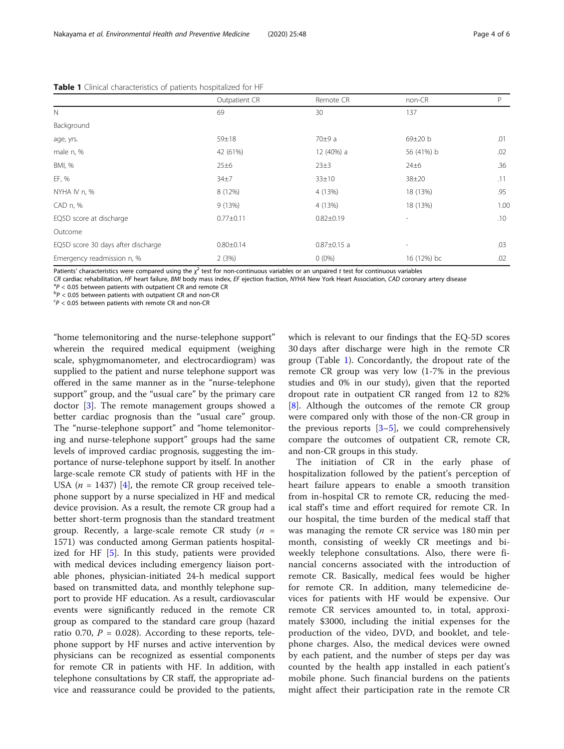**Table 1** Clinical characteristics of patients hospitalized for HF

| | Outpatient CR | Remote CR | non-CR | P |
|---|---|---|---|---|
| N | 69 | 30 | 137 | |
| Background | | | | |
| age, yrs. | 59±18 | 70±9 a | 69±20 b | .01 |
| male n, % | 42 (61%) | 12 (40%) a | 56 (41%) b | .02 |
| BMI, % | 25±6 | 23±3 | 24±6 | .36 |
| EF, % | 34±7 | 33±10 | 38±20 | .11 |
| NYHA IV n, % | 8 (12%) | 4 (13%) | 18 (13%) | .95 |
| CAD n, % | 9 (13%) | 4 (13%) | 18 (13%) | 1.00 |
| EQ5D score at discharge | 0.77±0.11 | 0.82±0.19 | - | .10 |
| Outcome | | | | |
| EQ5D score 30 days after discharge | 0.80±0.14 | 0.87±0.15 a | - | .03 |
| Emergency readmission n, % | 2 (3%) | 0 (0%) | 16 (12%) bc | .02 |

Patients' characteristics were compared using the $\chi^2$ test for non-continuous variables or an unpaired *t* test for continuous variables
*CR* cardiac rehabilitation, *HF* heart failure, *BMI* body mass index, *EF* ejection fraction, *NYHA* New York Heart Association, *CAD* coronary artery disease
[a] $P < 0.05$ between patients with outpatient CR and remote CR
[b] $P < 0.05$ between patients with outpatient CR and non-CR
[c] $P < 0.05$ between patients with remote CR and non-CR

"home telemonitoring and the nurse-telephone support" wherein the required medical equipment (weighing scale, sphygmomanometer, and electrocardiogram) was supplied to the patient and nurse telephone support was offered in the same manner as in the "nurse-telephone support" group, and the "usual care" by the primary care doctor [3]. The remote management groups showed a better cardiac prognosis than the "usual care" group. The "nurse-telephone support" and "home telemonitoring and nurse-telephone support" groups had the same levels of improved cardiac prognosis, suggesting the importance of nurse-telephone support by itself. In another large-scale remote CR study of patients with HF in the USA ($n$ = 1437) [4], the remote CR group received telephone support by a nurse specialized in HF and medical device provision. As a result, the remote CR group had a better short-term prognosis than the standard treatment group. Recently, a large-scale remote CR study ($n$ = 1571) was conducted among German patients hospitalized for HF [5]. In this study, patients were provided with medical devices including emergency liaison portable phones, physician-initiated 24-h medical support based on transmitted data, and monthly telephone support to provide HF education. As a result, cardiovascular events were significantly reduced in the remote CR group as compared to the standard care group (hazard ratio 0.70, $P$ = 0.028). According to these reports, telephone support by HF nurses and active intervention by physicians can be recognized as essential components for remote CR in patients with HF. In addition, with telephone consultations by CR staff, the appropriate advice and reassurance could be provided to the patients, which is relevant to our findings that the EQ-5D scores 30 days after discharge were high in the remote CR group (Table 1). Concordantly, the dropout rate of the remote CR group was very low (1-7% in the previous studies and 0% in our study), given that the reported dropout rate in outpatient CR ranged from 12 to 82% [8]. Although the outcomes of the remote CR group were compared only with those of the non-CR group in the previous reports [3–5], we could comprehensively compare the outcomes of outpatient CR, remote CR, and non-CR groups in this study.

The initiation of CR in the early phase of hospitalization followed by the patient's perception of heart failure appears to enable a smooth transition from in-hospital CR to remote CR, reducing the medical staff's time and effort required for remote CR. In our hospital, the time burden of the medical staff that was managing the remote CR service was 180 min per month, consisting of weekly CR meetings and bi-weekly telephone consultations. Also, there were financial concerns associated with the introduction of remote CR. Basically, medical fees would be higher for remote CR. In addition, many telemedicine devices for patients with HF would be expensive. Our remote CR services amounted to, in total, approximately $3000, including the initial expenses for the production of the video, DVD, and booklet, and telephone charges. Also, the medical devices were owned by each patient, and the number of steps per day was counted by the health app installed in each patient's mobile phone. Such financial burdens on the patients might affect their participation rate in the remote CR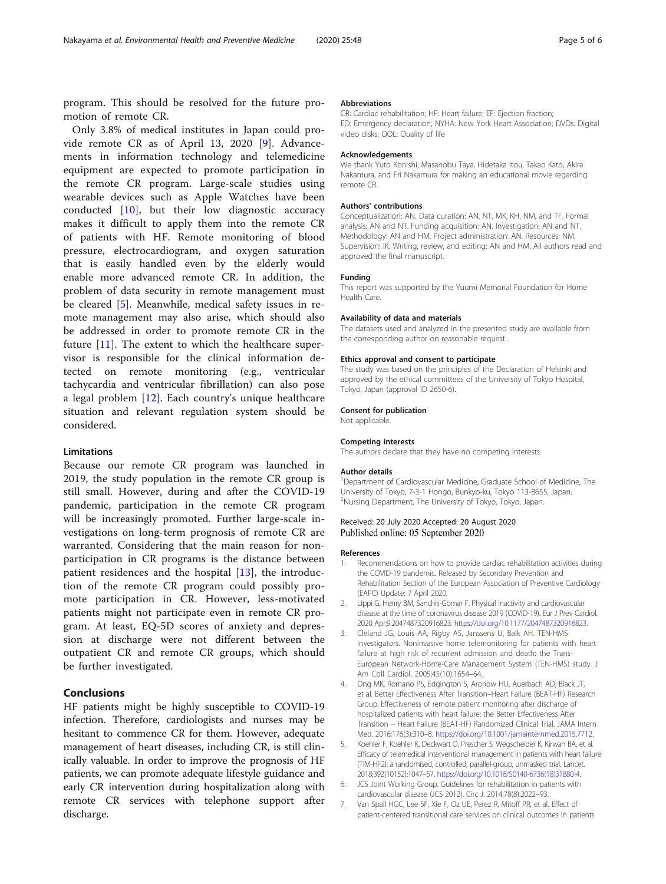program. This should be resolved for the future promotion of remote CR.

Only 3.8% of medical institutes in Japan could provide remote CR as of April 13, 2020 [9]. Advancements in information technology and telemedicine equipment are expected to promote participation in the remote CR program. Large-scale studies using wearable devices such as Apple Watches have been conducted [10], but their low diagnostic accuracy makes it difficult to apply them into the remote CR of patients with HF. Remote monitoring of blood pressure, electrocardiogram, and oxygen saturation that is easily handled even by the elderly would enable more advanced remote CR. In addition, the problem of data security in remote management must be cleared [5]. Meanwhile, medical safety issues in remote management may also arise, which should also be addressed in order to promote remote CR in the future [11]. The extent to which the healthcare supervisor is responsible for the clinical information detected on remote monitoring (e.g., ventricular tachycardia and ventricular fibrillation) can also pose a legal problem [12]. Each country's unique healthcare situation and relevant regulation system should be considered.

### Limitations

Because our remote CR program was launched in 2019, the study population in the remote CR group is still small. However, during and after the COVID-19 pandemic, participation in the remote CR program will be increasingly promoted. Further large-scale investigations on long-term prognosis of remote CR are warranted. Considering that the main reason for non-participation in CR programs is the distance between patient residences and the hospital [13], the introduction of the remote CR program could possibly promote participation in CR. However, less-motivated patients might not participate even in remote CR program. At least, EQ-5D scores of anxiety and depression at discharge were not different between the outpatient CR and remote CR groups, which should be further investigated.

## Conclusions

HF patients might be highly susceptible to COVID-19 infection. Therefore, cardiologists and nurses may be hesitant to commence CR for them. However, adequate management of heart diseases, including CR, is still clinically valuable. In order to improve the prognosis of HF patients, we can promote adequate lifestyle guidance and early CR intervention during hospitalization along with remote CR services with telephone support after discharge.

#### Abbreviations

CR: Cardiac rehabilitation; HF: Heart failure; EF: Ejection fraction; ED: Emergency declaration; NYHA: New York Heart Association; DVDs: Digital video disks; QOL: Quality of life

#### Acknowledgements

We thank Yuto Konishi, Masanobu Taya, Hidetaka Itou, Takao Kato, Akira Nakamura, and Eri Nakamura for making an educational movie regarding remote CR.

#### Authors' contributions

Conceptualization: AN. Data curation: AN, NT, MK, KH, NM, and TF. Formal analysis: AN and NT. Funding acquisition: AN. Investigation: AN and NT. Methodology: AN and HM. Project administration: AN. Resources: NM. Supervision: IK. Writing, review, and editing: AN and HM. All authors read and approved the final manuscript.

#### Funding

This report was supported by the Yuumi Memorial Foundation for Home Health Care.

#### Availability of data and materials

The datasets used and analyzed in the presented study are available from the corresponding author on reasonable request.

#### Ethics approval and consent to participate

The study was based on the principles of the Declaration of Helsinki and approved by the ethical committees of the University of Tokyo Hospital, Tokyo, Japan (approval ID 2650-6).

#### Consent for publication

Not applicable.

#### Competing interests

The authors declare that they have no competing interests.

#### Author details

[1]Department of Cardiovascular Medicine, Graduate School of Medicine, The University of Tokyo, 7-3-1 Hongo, Bunkyo-ku, Tokyo 113-8655, Japan. [2]Nursing Department, The University of Tokyo, Tokyo, Japan.

Received: 20 July 2020 Accepted: 20 August 2020
Published online: 05 September 2020

#### References

1. Recommendations on how to provide cardiac rehabilitation activities during the COVID-19 pandemic. Released by Secondary Prevention and Rehabilitation Section of the European Association of Preventive Cardiology (EAPC) Update: 7 April 2020.
2. Lippi G, Henry BM, Sanchis-Gomar F. Physical inactivity and cardiovascular disease at the time of coronavirus disease 2019 (COVID-19). Eur J Prev Cardiol. 2020 Apr;9:2047487320916823. https://doi.org/10.1177/2047487320916823.
3. Cleland JG, Louis AA, Rigby AS, Janssens U, Balk AH. TEN-HMS Investigators. Noninvasive home telemonitoring for patients with heart failure at high risk of recurrent admission and death: the Trans-European Network-Home-Care Management System (TEN-HMS) study. J Am Coll Cardiol. 2005;45(10):1654–64.
4. Ong MK, Romano PS, Edgington S, Aronow HU, Auerbach AD, Black JT, et al. Better Effectiveness After Transition–Heart Failure (BEAT-HF) Research Group. Effectiveness of remote patient monitoring after discharge of hospitalized patients with heart failure: the Better Effectiveness After Transition -- Heart Failure (BEAT-HF) Randomized Clinical Trial. JAMA Intern Med. 2016;176(3):310–8. https://doi.org/10.1001/jamainternmed.2015.7712.
5. Koehler F, Koehler K, Deckwart O, Prescher S, Wegscheider K, Kirwan BA, et al. Efficacy of telemedical interventional management in patients with heart failure (TIM-HF2): a randomised, controlled, parallel-group, unmasked trial. Lancet. 2018;392(10152):1047–57. https://doi.org/10.1016/S0140-6736(18)31880-4.
6. JCS Joint Working Group. Guidelines for rehabilitation in patients with cardiovascular disease (JCS 2012). Circ J. 2014;78(8):2022–93.
7. Van Spall HGC, Lee SF, Xie F, Oz UE, Perez R, Mitoff PR, et al. Effect of patient-centered transitional care services on clinical outcomes in patients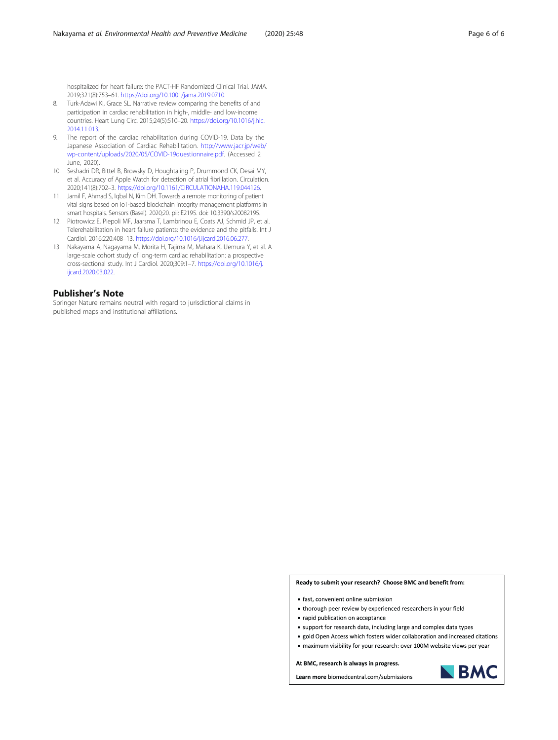hospitalized for heart failure: the PACT-HF Randomized Clinical Trial. JAMA. 2019;321(8):753–61. https://doi.org/10.1001/jama.2019.0710.

8. Turk-Adawi KI, Grace SL. Narrative review comparing the benefits of and participation in cardiac rehabilitation in high-, middle- and low-income countries. Heart Lung Circ. 2015;24(5):510–20. https://doi.org/10.1016/j.hlc.2014.11.013.
9. The report of the cardiac rehabilitation during COVID-19. Data by the Japanese Association of Cardiac Rehabilitation. http://www.jacr.jp/web/wp-content/uploads/2020/05/COVID-19questionnaire.pdf. (Accessed 2 June, 2020).
10. Seshadri DR, Bittel B, Browsky D, Houghtaling P, Drummond CK, Desai MY, et al. Accuracy of Apple Watch for detection of atrial fibrillation. Circulation. 2020;141(8):702–3. https://doi.org/10.1161/CIRCULATIONAHA.119.044126.
11. Jamil F, Ahmad S, Iqbal N, Kim DH. Towards a remote monitoring of patient vital signs based on IoT-based blockchain integrity management platforms in smart hospitals. Sensors (Basel). 2020;20. pii: E2195. doi: 10.3390/s20082195.
12. Piotrowicz E, Piepoli MF, Jaarsma T, Lambrinou E, Coats AJ, Schmid JP, et al. Telerehabilitation in heart failure patients: the evidence and the pitfalls. Int J Cardiol. 2016;220:408–13. https://doi.org/10.1016/j.ijcard.2016.06.277.
13. Nakayama A, Nagayama M, Morita H, Tajima M, Mahara K, Uemura Y, et al. A large-scale cohort study of long-term cardiac rehabilitation: a prospective cross-sectional study. Int J Cardiol. 2020;309:1–7. https://doi.org/10.1016/j.ijcard.2020.03.022.

## Publisher's Note

Springer Nature remains neutral with regard to jurisdictional claims in published maps and institutional affiliations.

**Ready to submit your research? Choose BMC and benefit from:**

- fast, convenient online submission
- thorough peer review by experienced researchers in your field
- rapid publication on acceptance
- support for research data, including large and complex data types
- gold Open Access which fosters wider collaboration and increased citations
- maximum visibility for your research: over 100M website views per year

**At BMC, research is always in progress.**

**Learn more** biomedcentral.com/submissions

BMC